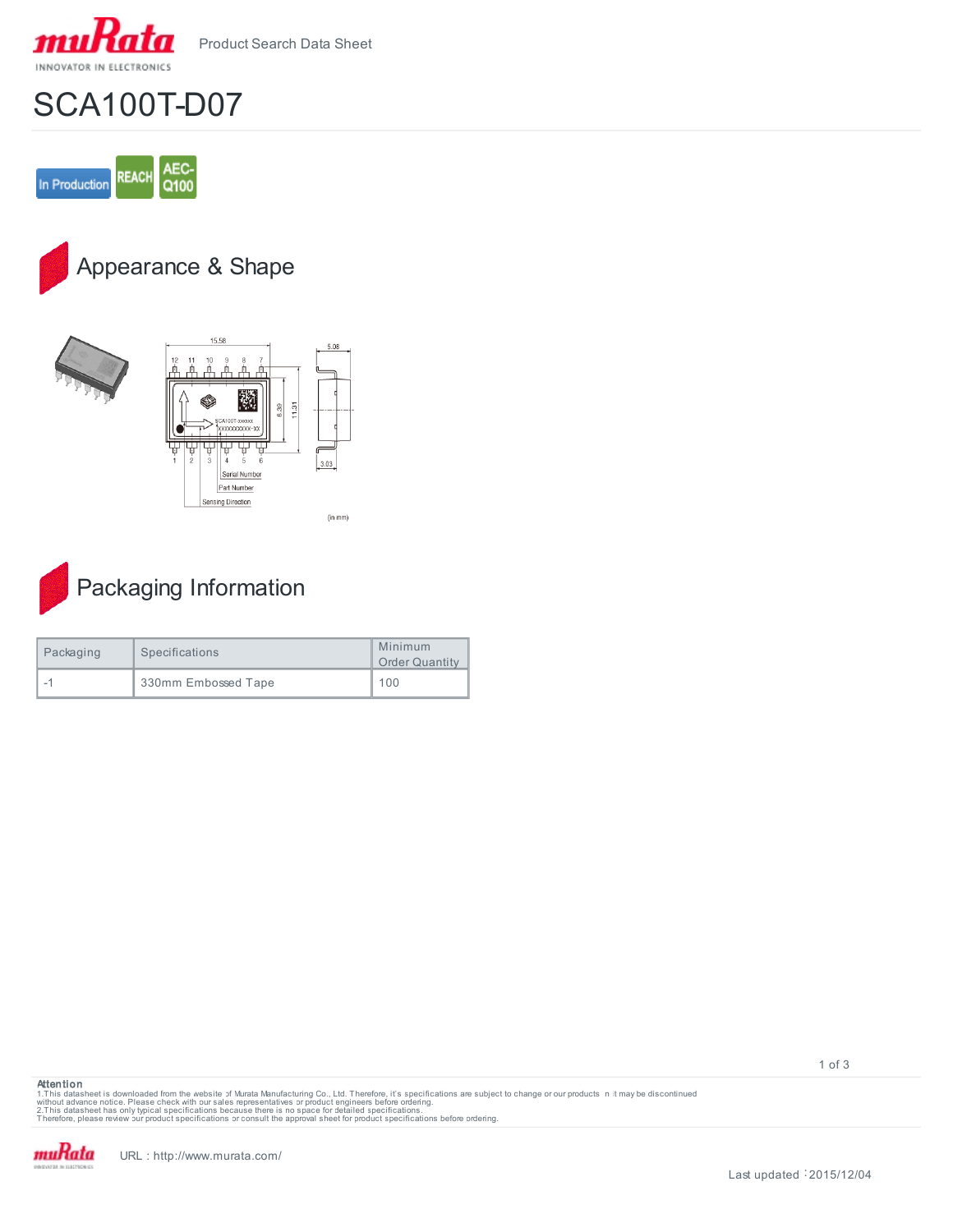Product Search Data Sheet

# SCA100T-D07

In Production | REACH | AEC-Q100

## Appearance & Shape

(in mm)

## Packaging Information

| Packaging | Specifications | Minimum Order Quantity |
|---|---|---|
| -1 | 330mm Embossed Tape | 100 |

**Attention**

1.This datasheet is downloaded from the website of Murata Manufacturing Co., Ltd. Therefore, it's specifications are subject to change or our products in it may be discontinued without advance notice. Please check with our sales representatives or product engineers before ordering.
2.This datasheet has only typical specifications because there is no space for detailed specifications.
Therefore, please review our product specifications or consult the approval sheet for product specifications before ordering.

URL : http://www.murata.com/

Last updated : 2015/12/04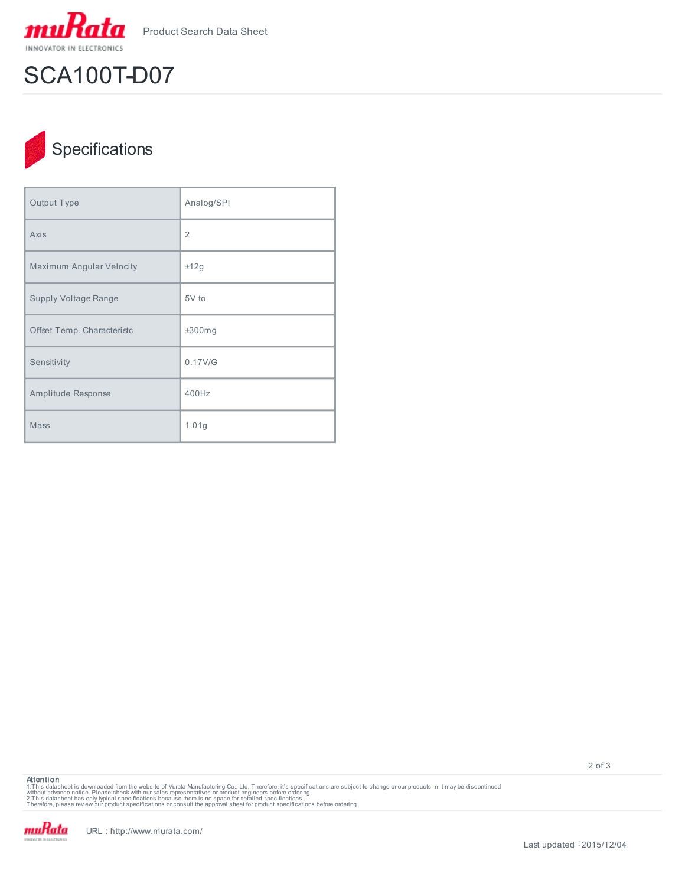# SCA100T-D07

## Specifications

| | |
|---|---|
| Output Type | Analog/SPI |
| Axis | 2 |
| Maximum Angular Velocity | ±12g |
| Supply Voltage Range | 5V to |
| Offset Temp. Characteristc | ±300mg |
| Sensitivity | 0.17V/G |
| Amplitude Response | 400Hz |
| Mass | 1.01g |

**Attention**
1.This datasheet is downloaded from the website of Murata Manufacturing Co., Ltd. Therefore, it's specifications are subject to change or our products in it may be discontinued without advance notice. Please check with our sales representatives or product engineers before ordering.
2.This datasheet has only typical specifications because there is no space for detailed specifications. Therefore, please review our product specifications or consult the approval sheet for product specifications before ordering.

URL : http://www.murata.com/

Last updated : 2015/12/04